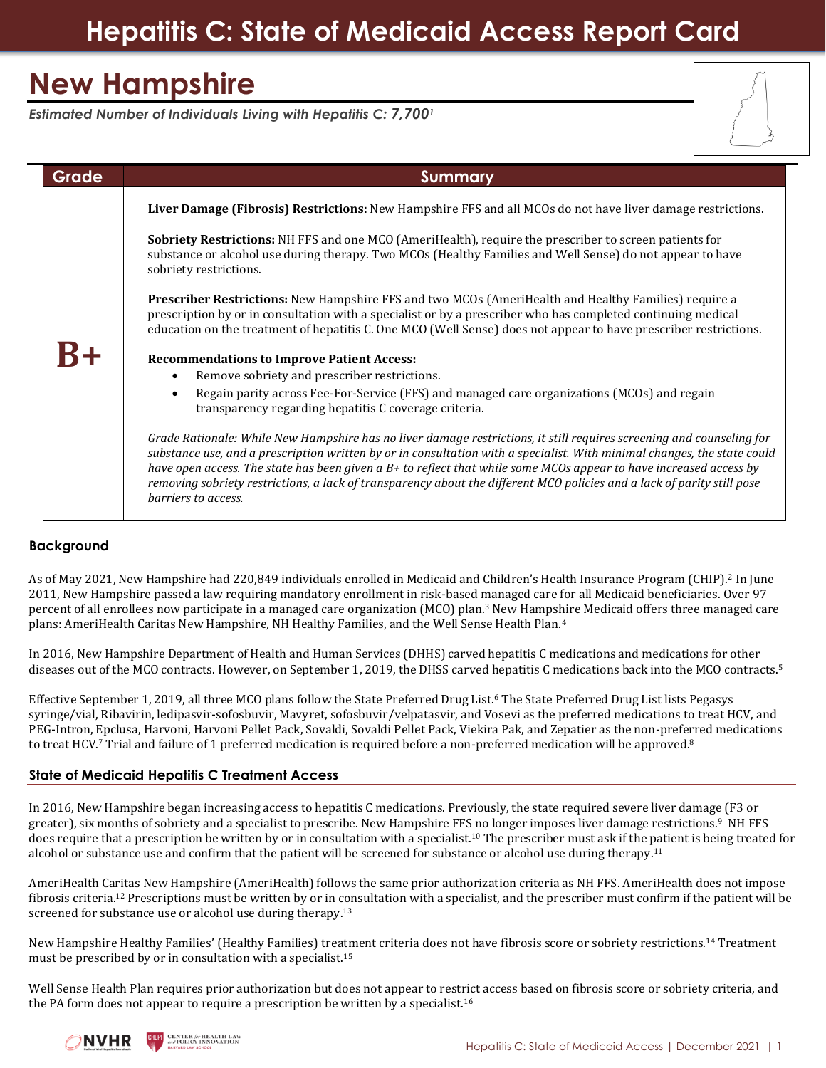# Hepatitis C: State of Medicaid Access Report Card

## New Hampshire

***Estimated Number of Individuals Living with Hepatitis C: 7,700[1]***

| Grade | Summary |
|---|---|
| **B+** | **Liver Damage (Fibrosis) Restrictions:** New Hampshire FFS and all MCOs do not have liver damage restrictions.<br><br>**Sobriety Restrictions:** NH FFS and one MCO (AmeriHealth), require the prescriber to screen patients for substance or alcohol use during therapy. Two MCOs (Healthy Families and Well Sense) do not appear to have sobriety restrictions.<br><br>**Prescriber Restrictions:** New Hampshire FFS and two MCOs (AmeriHealth and Healthy Families) require a prescription by or in consultation with a specialist or by a prescriber who has completed continuing medical education on the treatment of hepatitis C. One MCO (Well Sense) does not appear to have prescriber restrictions.<br><br>**Recommendations to Improve Patient Access:**<br>• Remove sobriety and prescriber restrictions.<br>• Regain parity across Fee-For-Service (FFS) and managed care organizations (MCOs) and regain transparency regarding hepatitis C coverage criteria.<br><br>*Grade Rationale: While New Hampshire has no liver damage restrictions, it still requires screening and counseling for substance use, and a prescription written by or in consultation with a specialist. With minimal changes, the state could have open access. The state has been given a B+ to reflect that while some MCOs appear to have increased access by removing sobriety restrictions, a lack of transparency about the different MCO policies and a lack of parity still pose barriers to access.* |

### Background

As of May 2021, New Hampshire had 220,849 individuals enrolled in Medicaid and Children's Health Insurance Program (CHIP).[2] In June 2011, New Hampshire passed a law requiring mandatory enrollment in risk-based managed care for all Medicaid beneficiaries. Over 97 percent of all enrollees now participate in a managed care organization (MCO) plan.[3] New Hampshire Medicaid offers three managed care plans: AmeriHealth Caritas New Hampshire, NH Healthy Families, and the Well Sense Health Plan.[4]

In 2016, New Hampshire Department of Health and Human Services (DHHS) carved hepatitis C medications and medications for other diseases out of the MCO contracts. However, on September 1, 2019, the DHSS carved hepatitis C medications back into the MCO contracts.[5]

Effective September 1, 2019, all three MCO plans follow the State Preferred Drug List.[6] The State Preferred Drug List lists Pegasys syringe/vial, Ribavirin, ledipasvir-sofosbuvir, Mavyret, sofosbuvir/velpatasvir, and Vosevi as the preferred medications to treat HCV, and PEG-Intron, Epclusa, Harvoni, Harvoni Pellet Pack, Sovaldi, Sovaldi Pellet Pack, Viekira Pak, and Zepatier as the non-preferred medications to treat HCV.[7] Trial and failure of 1 preferred medication is required before a non-preferred medication will be approved.[8]

### State of Medicaid Hepatitis C Treatment Access

In 2016, New Hampshire began increasing access to hepatitis C medications. Previously, the state required severe liver damage (F3 or greater), six months of sobriety and a specialist to prescribe. New Hampshire FFS no longer imposes liver damage restrictions.[9] NH FFS does require that a prescription be written by or in consultation with a specialist.[10] The prescriber must ask if the patient is being treated for alcohol or substance use and confirm that the patient will be screened for substance or alcohol use during therapy.[11]

AmeriHealth Caritas New Hampshire (AmeriHealth) follows the same prior authorization criteria as NH FFS. AmeriHealth does not impose fibrosis criteria.[12] Prescriptions must be written by or in consultation with a specialist, and the prescriber must confirm if the patient will be screened for substance use or alcohol use during therapy.[13]

New Hampshire Healthy Families' (Healthy Families) treatment criteria does not have fibrosis score or sobriety restrictions.[14] Treatment must be prescribed by or in consultation with a specialist.[15]

Well Sense Health Plan requires prior authorization but does not appear to restrict access based on fibrosis score or sobriety criteria, and the PA form does not appear to require a prescription be written by a specialist.[16]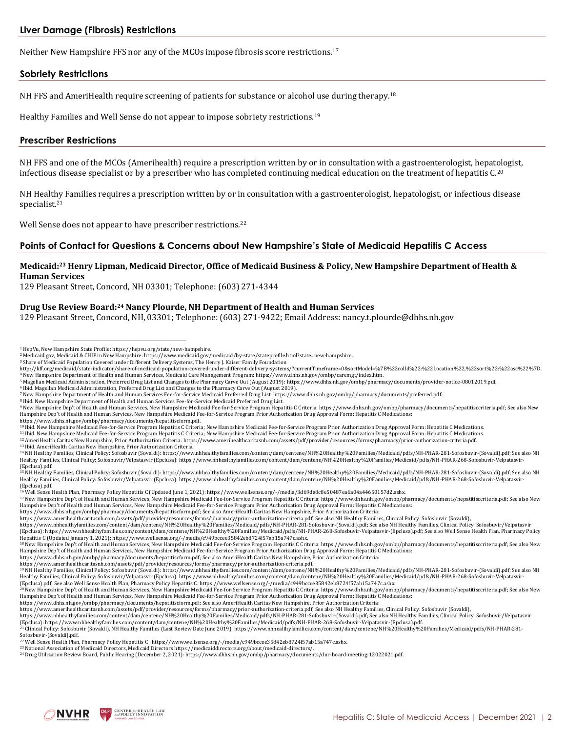## Liver Damage (Fibrosis) Restrictions

Neither New Hampshire FFS nor any of the MCOs impose fibrosis score restrictions.[17]

## Sobriety Restrictions

NH FFS and AmeriHealth require screening of patients for substance or alcohol use during therapy.[18]

Healthy Families and Well Sense do not appear to impose sobriety restrictions.[19]

## Prescriber Restrictions

NH FFS and one of the MCOs (Amerihealth) require a prescription written by or in consultation with a gastroenterologist, hepatologist, infectious disease specialist or by a prescriber who has completed continuing medical education on the treatment of hepatitis C.[20]

NH Healthy Families requires a prescription written by or in consultation with a gastroenterologist, hepatologist, or infectious disease specialist.[21]

Well Sense does not appear to have prescriber restrictions.[22]

## Points of Contact for Questions & Concerns about New Hampshire's State of Medicaid Hepatitis C Access

**Medicaid:[23] Henry Lipman, Medicaid Director, Office of Medicaid Business & Policy, New Hampshire Department of Health & Human Services**
129 Pleasant Street, Concord, NH 03301; Telephone: (603) 271-4344

**Drug Use Review Board:[24] Nancy Plourde, NH Department of Health and Human Services**
129 Pleasant Street, Concord, NH, 03301; Telephone: (603) 271-9422; Email Address: nancy.t.plourde@dhhs.nh.gov

---

[1] HepVu, New Hampshire State Profile: https://hepvu.org/state/new-hampshire.
[2] Medicaid.gov, Medicaid & CHIP in New Hampshire: https://www.medicaid.gov/medicaid/by-state/stateprofile.html?state=new-hampshire.
[3] Share of Medicaid Population Covered under Different Delivery Systems, The Henry J. Kaiser Family Foundation http://kff.org/medicaid/state-indicator/share-of-medicaid-population-covered-under-different-delivery-systems/?currentTimeframe=0&sortModel=%7B%22colId%22:%22Location%22,%22sort%22:%22asc%22%7D.
[4] New Hampshire Department of Health and Human Services, Medicaid Care Management Program: https://www.dhhs.nh.gov/ombp/caremgt/index.htm.
[5] Magellan Medicaid Administration, Preferred Drug List and Changes to the Pharmacy Carve Out (August 2019): https://www.dhhs.nh.gov/ombp/pharmacy/documents/provider-notice-08012019.pdf.
[6] Ibid. Magellan Medicaid Administration, Preferred Drug List and Changes to the Pharmacy Carve Out (August 2019).
[7] New Hampshire Department of Health and Human Services Fee-for-Service Medicaid Preferred Drug List: https://www.dhhs.nh.gov/ombp/pharmacy/documents/preferred.pdf.
[8] Ibid. New Hampshire Department of Health and Human Services Fee-for-Service Medicaid Preferred Drug List.
[9] New Hampshire Dep't of Health and Human Services, New Hampshire Medicaid Fee-for-Service Program Hepatitis C Criteria: https://www.dhhs.nh.gov/ombp/pharmacy/documents/hepatitisccriteria.pdf; See also New Hampshire Dep't of Health and Human Services, New Hampshire Medicaid Fee-for-Service Program Prior Authorization Drug Approval Form: Hepatitis C Medications: https://www.dhhs.nh.gov/ombp/pharmacy/documents/hepatitiscform.pdf.
[10] Ibid. New Hampshire Medicaid Fee-for-Service Program Hepatitis C Criteria; New Hampshire Medicaid Fee-for-Service Program Prior Authorization Drug Approval Form: Hepatitis C Medications.
[11] Ibid. New Hampshire Medicaid Fee-for-Service Program Hepatitis C Criteria; New Hampshire Medicaid Fee-for-Service Program Prior Authorization Drug Approval Form: Hepatitis C Medications.
[12] AmeriHealth Caritas New Hampshire, Prior Authorization Criteria: https://www.amerihealthcaritasnh.com/assets/pdf/provider/resources/forms/pharmacy/prior-authorization-criteria.pdf.
[13] Ibid. AmeriHealth Caritas New Hampshire, Prior Authorization Criteria.
[14] NH Healthy Families, Clinical Policy: Sofosbuvir (Sovaldi): https://www.nhhealthyfamilies.com/content/dam/centene/NH%20Healthy%20Families/Medicaid/pdfs/NH-PHAR-281-Sofosbuvir-(Sovaldi).pdf; See also NH Healthy Families, Clinical Policy: Sofosbuvir/Velpatasvir (Epclusa): https://www.nhhealthyfamilies.com/content/dam/centene/NH%20Healthy%20Families/Medicaid/pdfs/NH-PHAR-268-Sofosbuvir-Velpatasvir-(Epclusa).pdf.
[15] NH Healthy Families, Clinical Policy: Sofosbuvir (Sovaldi): https://www.nhhealthyfamilies.com/content/dam/centene/NH%20Healthy%20Families/Medicaid/pdfs/NH-PHAR-281-Sofosbuvir-(Sovaldi).pdf; See also NH Healthy Families, Clinical Policy: Sofosbuvir/Velpatasvir (Epclusa): https://www.nhhealthyfamilies.com/content/dam/centene/NH%20Healthy%20Families/Medicaid/pdfs/NH-PHAR-268-Sofosbuvir-Velpatasvir-(Epclusa).pdf.
[16] Well Sense Health Plan, Pharmacy Policy Hepatitis C (Updated June 1, 2021): https://www.wellsense.org/-/media/3d69da8c8e50487ea6a04a44650157d2.ashx.
[17] New Hampshire Dep't of Health and Human Services, New Hampshire Medicaid Fee-for-Service Program Hepatitis C Criteria: https://www.dhhs.nh.gov/ombp/pharmacy/documents/hepatitisccriteria.pdf; See also New Hampshire Dep't of Health and Human Services, New Hampshire Medicaid Fee-for-Service Program Prior Authorization Drug Approval Form: Hepatitis C Medications: https://www.dhhs.nh.gov/ombp/pharmacy/documents/hepatitiscform.pdf; See also AmeriHealth Caritas New Hampshire, Prior Authorization Criteria: https://www.amerihealthcaritasnh.com/assets/pdf/provider/resources/forms/pharmacy/prior-authorization-criteria.pdf; See also NH Healthy Families, Clinical Policy: Sofosbuvir (Sovaldi), https://www.nhhealthyfamilies.com/content/dam/centene/NH%20Healthy%20Families/Medicaid/pdfs/NH-PHAR-281-Sofosbuvir-(Sovaldi).pdf; See also NH Healthy Families, Clinical Policy: Sofosbuvir/Velpatasvir (Epclusa): https://www.nhhealthyfamilies.com/content/dam/centene/NH%20Healthy%20Families/Medicaid/pdfs/NH-PHAR-268-Sofosbuvir-Velpatasvir-(Epclusa).pdf; See also Well Sense Health Plan, Pharmacy Policy Hepatitis C (Updated January 1, 2021): https://www.wellsense.org/-/media/c949bccee35842eb8724f57ab15a747c.ashx.
[18] New Hampshire Dep't of Health and Human Services, New Hampshire Medicaid Fee-for-Service Program Hepatitis C Criteria: https://www.dhhs.nh.gov/ombp/pharmacy/documents/hepatitisccriteria.pdf; See also New Hampshire Dep't of Health and Human Services, New Hampshire Medicaid Fee-for-Service Program Prior Authorization Drug Approval Form: Hepatitis C Medications: https://www.dhhs.nh.gov/ombp/pharmacy/documents/hepatitiscform.pdf; See also AmeriHealth Caritas New Hampshire, Prior Authorization Criteria: https://www.amerihealthcaritasnh.com/assets/pdf/provider/resources/forms/pharmacy/prior-authorization-criteria.pdf.
[19] NH Healthy Families, Clinical Policy: Sofosbuvir (Sovaldi): https://www.nhhealthyfamilies.com/content/dam/centene/NH%20Healthy%20Families/Medicaid/pdfs/NH-PHAR-281-Sofosbuvir-(Sovaldi).pdf; See also NH Healthy Families, Clinical Policy: Sofosbuvir/Velpatasvir (Epclusa): https://www.nhhealthyfamilies.com/content/dam/centene/NH%20Healthy%20Families/Medicaid/pdfs/NH-PHAR-268-Sofosbuvir-Velpatasvir-(Epclusa).pdf; See also Well Sense Health Plan, Pharmacy Policy Hepatitis C: https://www.wellsense.org/-/media/c949bccee35842eb8724f57ab15a747c.ashx.
[20] New Hampshire Dep't of Health and Human Services, New Hampshire Medicaid Fee-for-Service Program Hepatitis C Criteria: https://www.dhhs.nh.gov/ombp/pharmacy/documents/hepatitisccriteria.pdf; See also New Hampshire Dep't of Health and Human Services, New Hampshire Medicaid Fee-for-Service Program Prior Authorization Drug Approval Form: Hepatitis C Medications: https://www.dhhs.nh.gov/ombp/pharmacy/documents/hepatitiscform.pdf; See also AmeriHealth Caritas New Hampshire, Prior Authorization Criteria: https://www.amerihealthcaritasnh.com/assets/pdf/provider/resources/forms/pharmacy/prior-authorization-criteria.pdf; See also NH Healthy Families, Clinical Policy: Sofosbuvir (Sovaldi), https://www.nhhealthyfamilies.com/content/dam/centene/NH%20Healthy%20Families/Medicaid/pdfs/NH-PHAR-281-Sofosbuvir-(Sovaldi).pdf; See also NH Healthy Families, Clinical Policy: Sofosbuvir/Velpatasvir (Epclusa): https://www.nhhealthyfamilies.com/content/dam/centene/NH%20Healthy%20Families/Medicaid/pdfs/NH-PHAR-268-Sofosbuvir-Velpatasvir-(Epclusa).pdf.
[21] Clinical Policy: Sofosbuvir (Sovaldi), NH Healthy Families (Last Review Date June 2019): https://www.nhhealthyfamilies.com/content/dam/centene/NH%20Healthy%20Families/Medicaid/pdfs/NH-PHAR-281-Sofosbuvir-(Sovaldi).pdf.
[22] Well Sense Health Plan, Pharmacy Policy Hepatitis C : https://www.wellsense.org/-/media/c949bccee35842eb8724f57ab15a747c.ashx.
[23] National Association of Medicaid Directors, Medicaid Directors https://medicaiddirectors.org/about/medicaid-directors/.
[24] Drug Utilization Review Board, Public Hearing (December 2, 2021): https://www.dhhs.nh.gov/ombp/pharmacy/documents/dur-board-meeting-12022021.pdf.